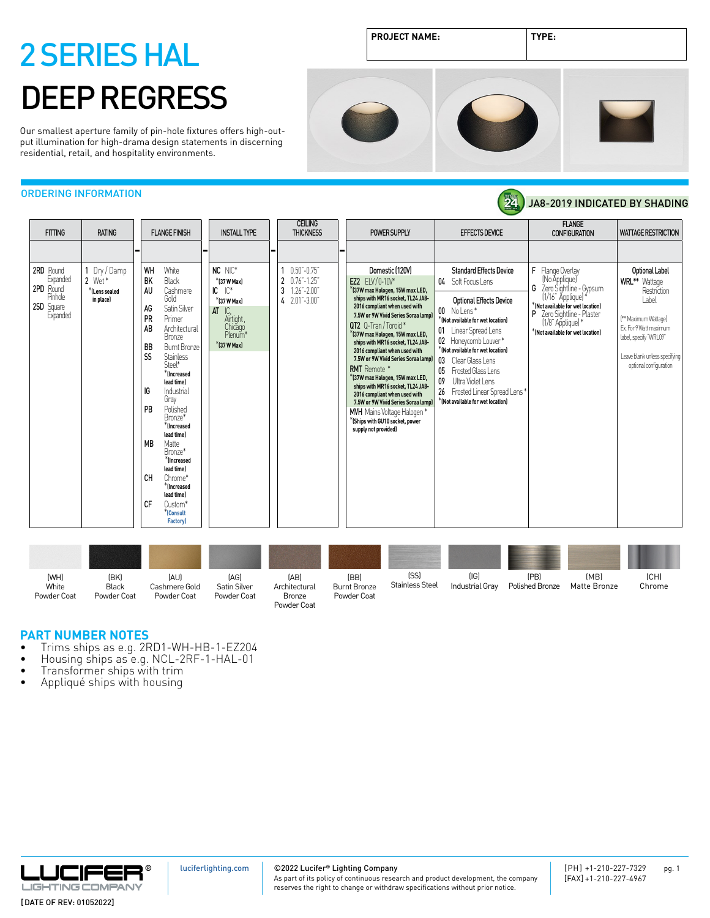| PROJECT NAME: | TYPE: |
|---|---|
| | |

# 2 SERIES HAL
# DEEP REGRESS

Our smallest aperture family of pin-hole fixtures offers high-output illumination for high-drama design statements in discerning residential, retail, and hospitality environments.

## ORDERING INFORMATION

JA8-2019 INDICATED BY SHADING

| FITTING | RATING | FLANGE FINISH | INSTALL TYPE | CEILING THICKNESS | POWER SUPPLY | EFFECTS DEVICE | FLANGE CONFIGURATION | WATTAGE RESTRICTION |
|---|---|---|---|---|---|---|---|---|
| | | | | | | | | |
| **2RD** Round Expanded<br>**2PD** Round Pinhole<br>**2SD** Square Expanded | **1** Dry / Damp<br>**2** Wet*<br>*(Lens sealed in place) | **WH** White<br>**BK** Black<br>**AU** Cashmere Gold<br>**AG** Satin Silver<br>**PR** Primer<br>**AB** Architectural Bronze<br>**BB** Burnt Bronze<br>**SS** Stainless Steel*<br>*(Increased lead time)<br>**IG** Industrial Gray<br>**PB** Polished Bronze*<br>*(Increased lead time)<br>**MB** Matte Bronze*<br>*(Increased lead time)<br>**CH** Chrome*<br>*(Increased lead time)<br>**CF** Custom*<br>*(Consult Factory) | **NC** NIC*<br>*(37 W Max)<br>**IC** IC*<br>*(37 W Max)<br>**AT** IC, Airtight, Chicago Plenum*<br>*(37 W Max) | **1** 0.50"-0.75"<br>**2** 0.76"-1.25"<br>**3** 1.26"-2.00"<br>**4** 2.01"-3.00" | Domestic (120V)<br>**EZ2** ELV/0-10V*<br>*(37W max Halogen, 15W max LED, ships with MR16 socket, TL24 JA8-2016 compliant when used with 7.5W or 9W Vivid Series Soraa lamp)<br>**QT2** Q-Tran / Toroid*<br>*(37W max Halogen, 15W max LED, ships with MR16 socket, TL24 JA8-2016 compliant when used with 7.5W or 9W Vivid Series Soraa lamp)<br>**RMT** Remote *<br>*(37W max Halogen, 15W max LED, ships with MR16 socket, TL24 JA8-2016 compliant when used with 7.5W or 9W Vivid Series Soraa lamp)<br>**MVH** Mains Voltage Halogen*<br>*(Ships with GU10 socket, power supply not provided) | Standard Effects Device<br>**04** Soft Focus Lens<br><br>Optional Effects Device<br>**00** No Lens*<br>*(Not available for wet location)<br>**01** Linear Spread Lens<br>**02** Honeycomb Louver*<br>*(Not available for wet location)<br>**03** Clear Glass Lens<br>**05** Frosted Glass Lens<br>**09** Ultra Violet Lens<br>**26** Frosted Linear Spread Lens*<br>*(Not available for wet location) | **F** Flange Overlay (No Appliqué)<br>**G** Zero Sightline - Gypsum (1/16" Appliqué)*<br>*(Not available for wet location)<br>**P** Zero Sightline - Plaster (1/8" Appliqué)*<br>*(Not available for wet location) | Optional Label<br>**WRL**** Wattage Restriction Label<br><br>(** Maximum Wattage) Ex. For 9 Watt maximum label, specify "WRL09"<br><br>Leave blank unless specifying optional configuration |

| (WH) White Powder Coat | (BK) Black Powder Coat | (AU) Cashmere Gold Powder Coat | (AG) Satin Silver Powder Coat | (AB) Architectural Bronze Powder Coat | (BB) Burnt Bronze Powder Coat | (SS) Stainless Steel | (IG) Industrial Gray | (PB) Polished Bronze | (MB) Matte Bronze | (CH) Chrome |
|---|---|---|---|---|---|---|---|---|---|---|

## PART NUMBER NOTES

- Trims ships as e.g. 2RD1-WH-HB-1-EZ204
- Housing ships as e.g. NCL-2RF-1-HAL-01
- Transformer ships with trim
- Appliqué ships with housing

LUCIFER® LIGHTING COMPANY

[DATE OF REV: 01052022]

luciferlighting.com

©2022 Lucifer® Lighting Company
As part of its policy of continuous research and product development, the company reserves the right to change or withdraw specifications without prior notice.

[PH] +1-210-227-7329
[FAX] +1-210-227-4967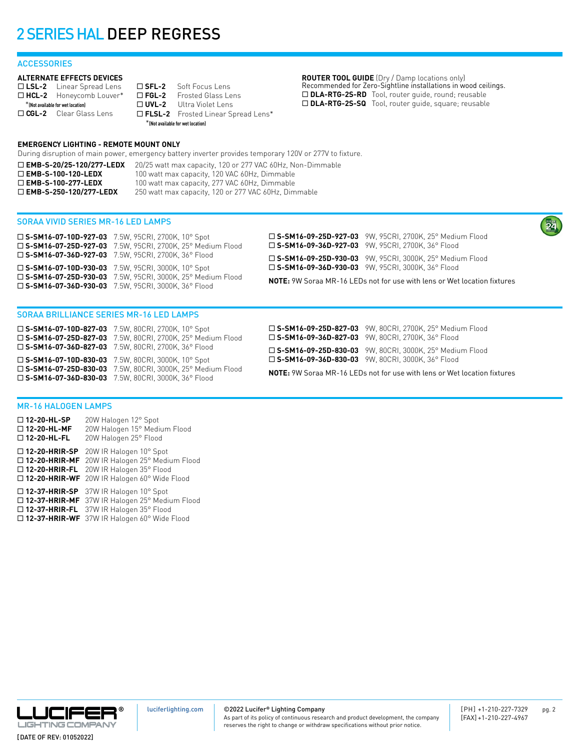# 2 SERIES HAL DEEP REGRESS

## ACCESSORIES

### ALTERNATE EFFECTS DEVICES

- ☐ **LSL-2** Linear Spread Lens
- ☐ **HCL-2** Honeycomb Louver*
  *(Not available for wet location)
- ☐ **CGL-2** Clear Glass Lens
- ☐ **SFL-2** Soft Focus Lens
- ☐ **FGL-2** Frosted Glass Lens
- ☐ **UVL-2** Ultra Violet Lens
- ☐ **FLSL-2** Frosted Linear Spread Lens*
  *(Not available for wet location)

### ROUTER TOOL GUIDE (Dry / Damp locations only)

Recommended for Zero-Sightline installations in wood ceilings.

- ☐ **DLA-RTG-2S-RD** Tool, router guide, round; reusable
- ☐ **DLA-RTG-2S-SQ** Tool, router guide, square; reusable

### EMERGENCY LIGHTING - REMOTE MOUNT ONLY

During disruption of main power, emergency battery inverter provides temporary 120V or 277V to fixture.

- ☐ **EMB-S-20/25-120/277-LEDX** 20/25 watt max capacity, 120 or 277 VAC 60Hz, Non-Dimmable
- ☐ **EMB-S-100-120-LEDX** 100 watt max capacity, 120 VAC 60Hz, Dimmable
- ☐ **EMB-S-100-277-LEDX** 100 watt max capacity, 277 VAC 60Hz, Dimmable
- ☐ **EMB-S-250-120/277-LEDX** 250 watt max capacity, 120 or 277 VAC 60Hz, Dimmable

## SORAA VIVID SERIES MR-16 LED LAMPS

- ☐ **S-SM16-07-10D-927-03** 7.5W, 95CRI, 2700K, 10° Spot
- ☐ **S-SM16-07-25D-927-03** 7.5W, 95CRI, 2700K, 25° Medium Flood
- ☐ **S-SM16-07-36D-927-03** 7.5W, 95CRI, 2700K, 36° Flood
- ☐ **S-SM16-07-10D-930-03** 7.5W, 95CRI, 3000K, 10° Spot
- ☐ **S-SM16-07-25D-930-03** 7.5W, 95CRI, 3000K, 25° Medium Flood
- ☐ **S-SM16-07-36D-930-03** 7.5W, 95CRI, 3000K, 36° Flood
- ☐ **S-SM16-09-25D-927-03** 9W, 95CRI, 2700K, 25° Medium Flood
- ☐ **S-SM16-09-36D-927-03** 9W, 95CRI, 2700K, 36° Flood
- ☐ **S-SM16-09-25D-930-03** 9W, 95CRI, 3000K, 25° Medium Flood
- ☐ **S-SM16-09-36D-930-03** 9W, 95CRI, 3000K, 36° Flood

**NOTE:** 9W Soraa MR-16 LEDs not for use with lens or Wet location fixtures

## SORAA BRILLIANCE SERIES MR-16 LED LAMPS

- ☐ **S-SM16-07-10D-827-03** 7.5W, 80CRI, 2700K, 10° Spot
- ☐ **S-SM16-07-25D-827-03** 7.5W, 80CRI, 2700K, 25° Medium Flood
- ☐ **S-SM16-07-36D-827-03** 7.5W, 80CRI, 2700K, 36° Flood
- ☐ **S-SM16-07-10D-830-03** 7.5W, 80CRI, 3000K, 10° Spot
- ☐ **S-SM16-07-25D-830-03** 7.5W, 80CRI, 3000K, 25° Medium Flood
- ☐ **S-SM16-07-36D-830-03** 7.5W, 80CRI, 3000K, 36° Flood
- ☐ **S-SM16-09-25D-827-03** 9W, 80CRI, 2700K, 25° Medium Flood
- ☐ **S-SM16-09-36D-827-03** 9W, 80CRI, 2700K, 36° Flood
- ☐ **S-SM16-09-25D-830-03** 9W, 80CRI, 3000K, 25° Medium Flood
- ☐ **S-SM16-09-36D-830-03** 9W, 80CRI, 3000K, 36° Flood

**NOTE:** 9W Soraa MR-16 LEDs not for use with lens or Wet location fixtures

## MR-16 HALOGEN LAMPS

- ☐ **12-20-HL-SP** 20W Halogen 12° Spot
- ☐ **12-20-HL-MF** 20W Halogen 15° Medium Flood
- ☐ **12-20-HL-FL** 20W Halogen 25° Flood
- ☐ **12-20-HRIR-SP** 20W IR Halogen 10° Spot
- ☐ **12-20-HRIR-MF** 20W IR Halogen 25° Medium Flood
- ☐ **12-20-HRIR-FL** 20W IR Halogen 35° Flood
- ☐ **12-20-HRIR-WF** 20W IR Halogen 60° Wide Flood
- ☐ **12-37-HRIR-SP** 37W IR Halogen 10° Spot
- ☐ **12-37-HRIR-MF** 37W IR Halogen 25° Medium Flood
- ☐ **12-37-HRIR-FL** 37W IR Halogen 35° Flood
- ☐ **12-37-HRIR-WF** 37W IR Halogen 60° Wide Flood

LUCIFER® LIGHTING COMPANY | luciferlighting.com | ©2022 Lucifer® Lighting Company — As part of its policy of continuous research and product development, the company reserves the right to change or withdraw specifications without prior notice. | [PH] +1-210-227-7329 [FAX] +1-210-227-4967

[DATE OF REV: 01052022]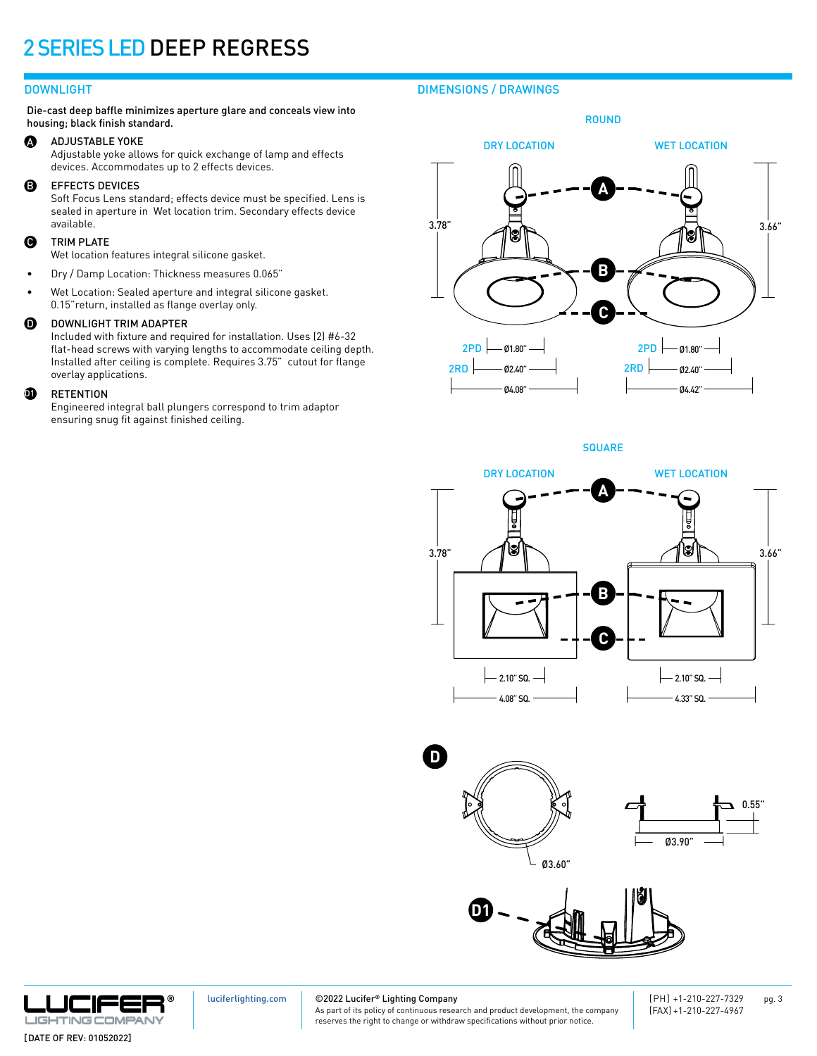# 2 SERIES LED DEEP REGRESS

## DOWNLIGHT

Die-cast deep baffle minimizes aperture glare and conceals view into housing; black finish standard.

**A** ADJUSTABLE YOKE
Adjustable yoke allows for quick exchange of lamp and effects devices. Accommodates up to 2 effects devices.

**B** EFFECTS DEVICES
Soft Focus Lens standard; effects device must be specified. Lens is sealed in aperture in Wet location trim. Secondary effects device available.

**C** TRIM PLATE
Wet location features integral silicone gasket.

- Dry / Damp Location: Thickness measures 0.065"
- Wet Location: Sealed aperture and integral silicone gasket. 0.15"return, installed as flange overlay only.

**D** DOWNLIGHT TRIM ADAPTER
Included with fixture and required for installation. Uses (2) #6-32 flat-head screws with varying lengths to accommodate ceiling depth. Installed after ceiling is complete. Requires 3.75" cutout for flange overlay applications.

**D1** RETENTION
Engineered integral ball plungers correspond to trim adaptor ensuring snug fit against finished ceiling.

## DIMENSIONS / DRAWINGS

### ROUND

DRY LOCATION — WET LOCATION

A — B — C

3.78" — 3.66"

| | DRY LOCATION | WET LOCATION |
|---|---|---|
| 2PD | Ø1.80" | Ø1.80" |
| 2RD | Ø2.40" | Ø2.40" |
| | Ø4.08" | Ø4.42" |

### SQUARE

DRY LOCATION — WET LOCATION

A — B — C

3.78" — 3.66"

| DRY LOCATION | WET LOCATION |
|---|---|
| 2.10" SQ. | 2.10" SQ. |
| 4.08" SQ. | 4.33" SQ. |

**D**

Ø3.60" — 0.55" — Ø3.90"

**D1**

luciferlighting.com

©2022 Lucifer® Lighting Company
As part of its policy of continuous research and product development, the company reserves the right to change or withdraw specifications without prior notice.

[PH] +1-210-227-7329
[FAX] +1-210-227-4967

[DATE OF REV: 01052022]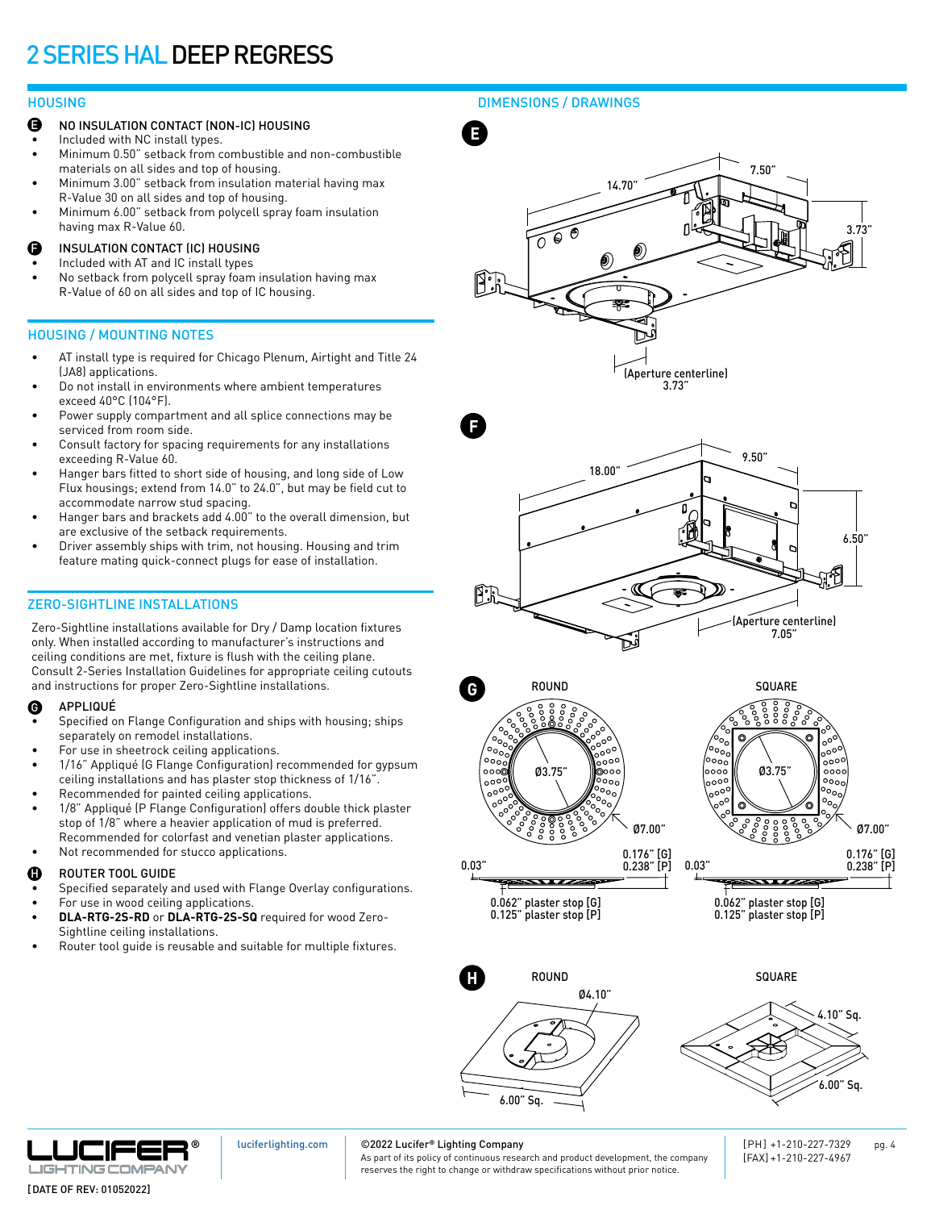# 2 SERIES HAL DEEP REGRESS

## HOUSING

**E** NO INSULATION CONTACT (NON-IC) HOUSING

- Included with NC install types.
- Minimum 0.50" setback from combustible and non-combustible materials on all sides and top of housing.
- Minimum 3.00" setback from insulation material having max R-Value 30 on all sides and top of housing.
- Minimum 6.00" setback from polycell spray foam insulation having max R-Value 60.

**F** INSULATION CONTACT (IC) HOUSING

- Included with AT and IC install types
- No setback from polycell spray foam insulation having max R-Value of 60 on all sides and top of IC housing.

## HOUSING / MOUNTING NOTES

- AT install type is required for Chicago Plenum, Airtight and Title 24 (JA8) applications.
- Do not install in environments where ambient temperatures exceed 40°C (104°F).
- Power supply compartment and all splice connections may be serviced from room side.
- Consult factory for spacing requirements for any installations exceeding R-Value 60.
- Hanger bars fitted to short side of housing, and long side of Low Flux housings; extend from 14.0" to 24.0", but may be field cut to accommodate narrow stud spacing.
- Hanger bars and brackets add 4.00" to the overall dimension, but are exclusive of the setback requirements.
- Driver assembly ships with trim, not housing. Housing and trim feature mating quick-connect plugs for ease of installation.

## ZERO-SIGHTLINE INSTALLATIONS

Zero-Sightline installations available for Dry / Damp location fixtures only. When installed according to manufacturer's instructions and ceiling conditions are met, fixture is flush with the ceiling plane. Consult 2-Series Installation Guidelines for appropriate ceiling cutouts and instructions for proper Zero-Sightline installations.

**G** APPLIQUÉ

- Specified on Flange Configuration and ships with housing; ships separately on remodel installations.
- For use in sheetrock ceiling applications.
- 1/16" Appliqué (G Flange Configuration) recommended for gypsum ceiling installations and has plaster stop thickness of 1/16".
- Recommended for painted ceiling applications.
- 1/8" Appliqué (P Flange Configuration) offers double thick plaster stop of 1/8" where a heavier application of mud is preferred. Recommended for colorfast and venetian plaster applications.
- Not recommended for stucco applications.

**H** ROUTER TOOL GUIDE

- Specified separately and used with Flange Overlay configurations.
- For use in wood ceiling applications.
- **DLA-RTG-2S-RD** or **DLA-RTG-2S-SQ** required for wood Zero-Sightline ceiling installations.
- Router tool guide is reusable and suitable for multiple fixtures.

## DIMENSIONS / DRAWINGS

**E**

14.70" | 7.50" | 3.73"

(Aperture centerline) 3.73"

**F**

18.00" | 9.50" | 6.50"

(Aperture centerline) 7.05"

**G**

ROUND: Ø3.75" | Ø7.00" | 0.03" | 0.176" [G] 0.238" [P] | 0.062" plaster stop [G] 0.125" plaster stop [P]

SQUARE: Ø3.75" | Ø7.00" | 0.03" | 0.176" [G] 0.238" [P] | 0.062" plaster stop [G] 0.125" plaster stop [P]

**H**

ROUND: Ø4.10" | 6.00" Sq.

SQUARE: 4.10" Sq. | 6.00" Sq.

LUCIFER® LIGHTING COMPANY

[DATE OF REV: 01052022]

luciferlighting.com

©2022 Lucifer® Lighting Company
As part of its policy of continuous research and product development, the company reserves the right to change or withdraw specifications without prior notice.

[PH] +1-210-227-7329
[FAX] +1-210-227-4967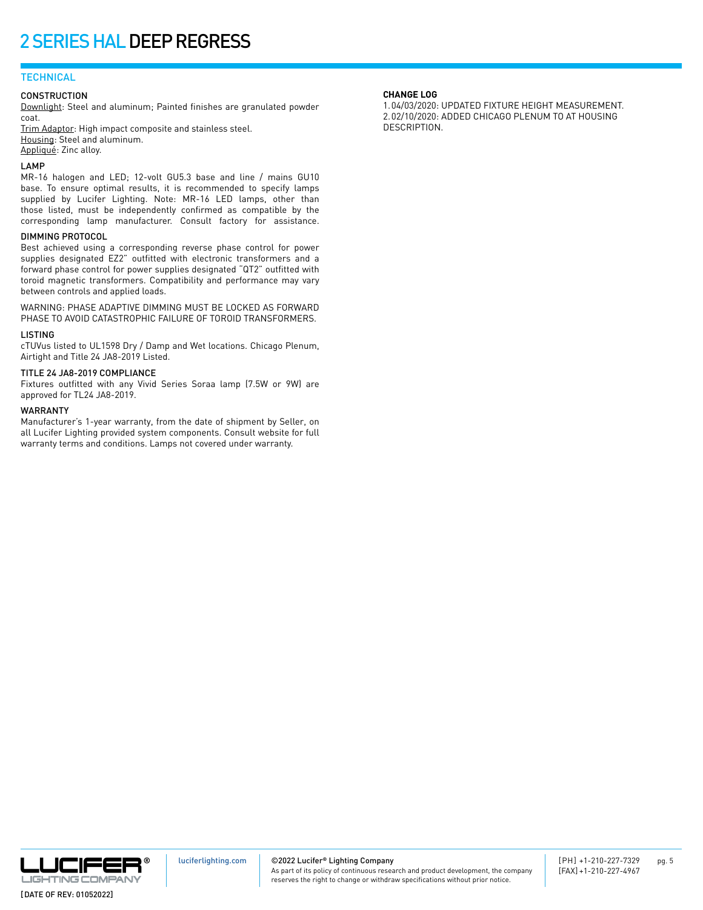# 2 SERIES HAL DEEP REGRESS

## TECHNICAL

### CONSTRUCTION

Downlight: Steel and aluminum; Painted finishes are granulated powder coat.
Trim Adaptor: High impact composite and stainless steel.
Housing: Steel and aluminum.
Appliqué: Zinc alloy.

### LAMP

MR-16 halogen and LED; 12-volt GU5.3 base and line / mains GU10 base. To ensure optimal results, it is recommended to specify lamps supplied by Lucifer Lighting. Note: MR-16 LED lamps, other than those listed, must be independently confirmed as compatible by the corresponding lamp manufacturer. Consult factory for assistance.

### DIMMING PROTOCOL

Best achieved using a corresponding reverse phase control for power supplies designated EZ2" outfitted with electronic transformers and a forward phase control for power supplies designated "QT2" outfitted with toroid magnetic transformers. Compatibility and performance may vary between controls and applied loads.

WARNING: PHASE ADAPTIVE DIMMING MUST BE LOCKED AS FORWARD PHASE TO AVOID CATASTROPHIC FAILURE OF TOROID TRANSFORMERS.

### LISTING

cTUVus listed to UL1598 Dry / Damp and Wet locations. Chicago Plenum, Airtight and Title 24 JA8-2019 Listed.

### TITLE 24 JA8-2019 COMPLIANCE

Fixtures outfitted with any Vivid Series Soraa lamp (7.5W or 9W) are approved for TL24 JA8-2019.

### WARRANTY

Manufacturer's 1-year warranty, from the date of shipment by Seller, on all Lucifer Lighting provided system components. Consult website for full warranty terms and conditions. Lamps not covered under warranty.

**CHANGE LOG**

1. 04/03/2020: UPDATED FIXTURE HEIGHT MEASUREMENT.
2. 02/10/2020: ADDED CHICAGO PLENUM TO AT HOUSING DESCRIPTION.

LUCIFER® LIGHTING COMPANY

[DATE OF REV: 01052022]

luciferlighting.com

©2022 Lucifer® Lighting Company
As part of its policy of continuous research and product development, the company reserves the right to change or withdraw specifications without prior notice.

[PH] +1-210-227-7329
[FAX] +1-210-227-4967